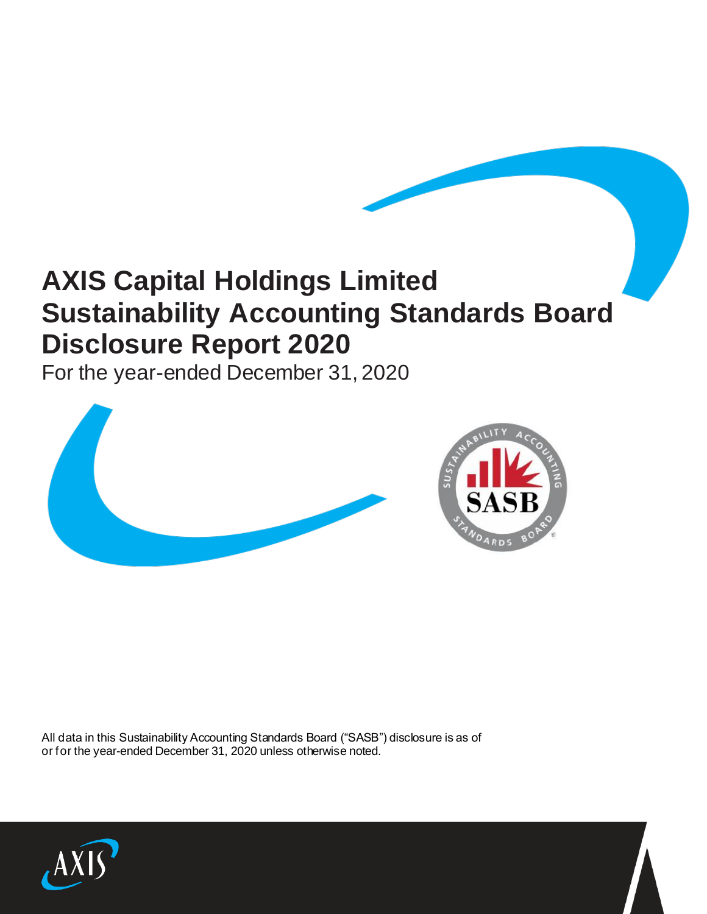# AXIS Capital Holdings Limited
# Sustainability Accounting Standards Board Disclosure Report 2020

For the year-ended December 31, 2020

All data in this Sustainability Accounting Standards Board ("SASB") disclosure is as of or for the year-ended December 31, 2020 unless otherwise noted.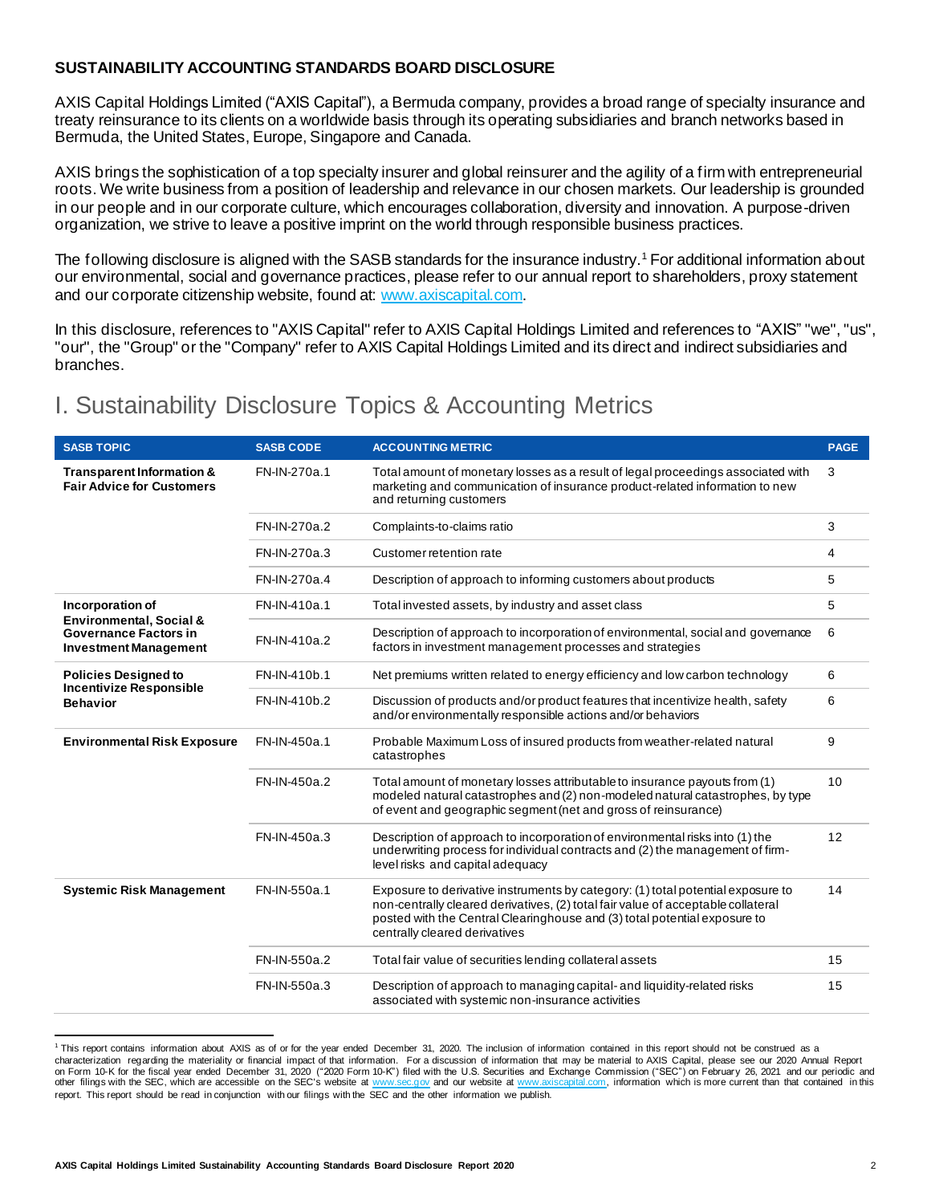**SUSTAINABILITY ACCOUNTING STANDARDS BOARD DISCLOSURE**

AXIS Capital Holdings Limited ("AXIS Capital"), a Bermuda company, provides a broad range of specialty insurance and treaty reinsurance to its clients on a worldwide basis through its operating subsidiaries and branch networks based in Bermuda, the United States, Europe, Singapore and Canada.

AXIS brings the sophistication of a top specialty insurer and global reinsurer and the agility of a firm with entrepreneurial roots. We write business from a position of leadership and relevance in our chosen markets. Our leadership is grounded in our people and in our corporate culture, which encourages collaboration, diversity and innovation. A purpose-driven organization, we strive to leave a positive imprint on the world through responsible business practices.

The following disclosure is aligned with the SASB standards for the insurance industry.[1] For additional information about our environmental, social and governance practices, please refer to our annual report to shareholders, proxy statement and our corporate citizenship website, found at: www.axiscapital.com.

In this disclosure, references to "AXIS Capital" refer to AXIS Capital Holdings Limited and references to "AXIS" "we", "us", "our", the "Group" or the "Company" refer to AXIS Capital Holdings Limited and its direct and indirect subsidiaries and branches.

# I. Sustainability Disclosure Topics & Accounting Metrics

| SASB TOPIC | SASB CODE | ACCOUNTING METRIC | PAGE |
|---|---|---|---|
| **Transparent Information & Fair Advice for Customers** | FN-IN-270a.1 | Total amount of monetary losses as a result of legal proceedings associated with marketing and communication of insurance product-related information to new and returning customers | 3 |
| | FN-IN-270a.2 | Complaints-to-claims ratio | 3 |
| | FN-IN-270a.3 | Customer retention rate | 4 |
| | FN-IN-270a.4 | Description of approach to informing customers about products | 5 |
| **Incorporation of Environmental, Social & Governance Factors in Investment Management** | FN-IN-410a.1 | Total invested assets, by industry and asset class | 5 |
| | FN-IN-410a.2 | Description of approach to incorporation of environmental, social and governance factors in investment management processes and strategies | 6 |
| **Policies Designed to Incentivize Responsible Behavior** | FN-IN-410b.1 | Net premiums written related to energy efficiency and low carbon technology | 6 |
| | FN-IN-410b.2 | Discussion of products and/or product features that incentivize health, safety and/or environmentally responsible actions and/or behaviors | 6 |
| **Environmental Risk Exposure** | FN-IN-450a.1 | Probable Maximum Loss of insured products from weather-related natural catastrophes | 9 |
| | FN-IN-450a.2 | Total amount of monetary losses attributable to insurance payouts from (1) modeled natural catastrophes and (2) non-modeled natural catastrophes, by type of event and geographic segment (net and gross of reinsurance) | 10 |
| | FN-IN-450a.3 | Description of approach to incorporation of environmental risks into (1) the underwriting process for individual contracts and (2) the management of firm-level risks and capital adequacy | 12 |
| **Systemic Risk Management** | FN-IN-550a.1 | Exposure to derivative instruments by category: (1) total potential exposure to non-centrally cleared derivatives, (2) total fair value of acceptable collateral posted with the Central Clearinghouse and (3) total potential exposure to centrally cleared derivatives | 14 |
| | FN-IN-550a.2 | Total fair value of securities lending collateral assets | 15 |
| | FN-IN-550a.3 | Description of approach to managing capital- and liquidity-related risks associated with systemic non-insurance activities | 15 |

[1] This report contains information about AXIS as of or for the year ended December 31, 2020. The inclusion of information contained in this report should not be construed as a characterization regarding the materiality or financial impact of that information. For a discussion of information that may be material to AXIS Capital, please see our 2020 Annual Report on Form 10-K for the fiscal year ended December 31, 2020 ("2020 Form 10-K") filed with the U.S. Securities and Exchange Commission ("SEC") on February 26, 2021 and our periodic and other filings with the SEC, which are accessible on the SEC's website at www.sec.gov and our website at www.axiscapital.com, information which is more current than that contained in this report. This report should be read in conjunction with our filings with the SEC and the other information we publish.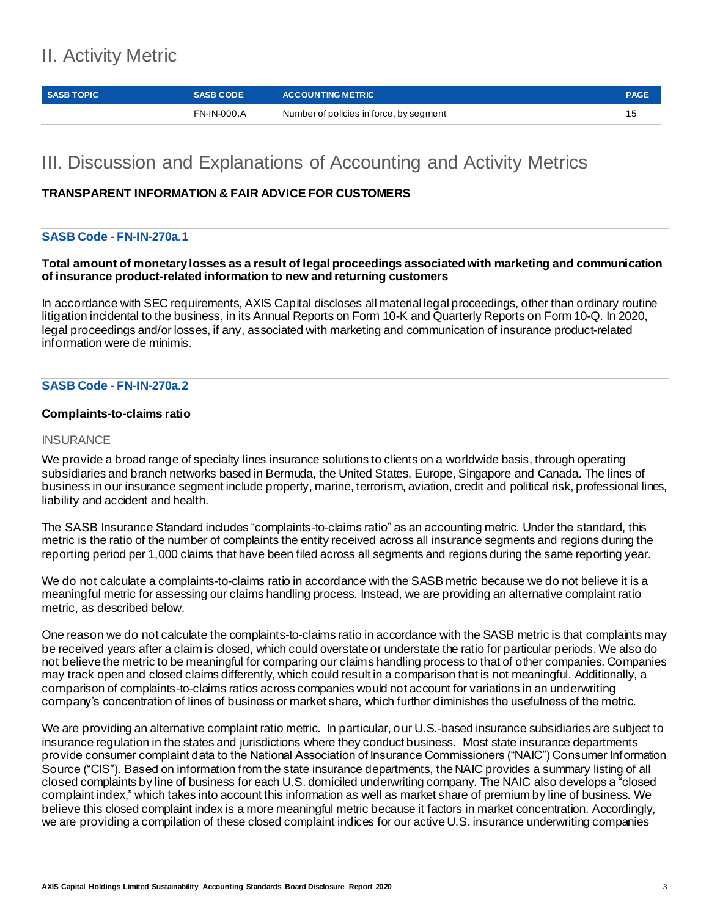# II. Activity Metric

| SASB TOPIC | SASB CODE | ACCOUNTING METRIC | PAGE |
|---|---|---|---|
| | FN-IN-000.A | Number of policies in force, by segment | 15 |

# III. Discussion and Explanations of Accounting and Activity Metrics

## TRANSPARENT INFORMATION & FAIR ADVICE FOR CUSTOMERS

### SASB Code - FN-IN-270a.1

**Total amount of monetary losses as a result of legal proceedings associated with marketing and communication of insurance product-related information to new and returning customers**

In accordance with SEC requirements, AXIS Capital discloses all material legal proceedings, other than ordinary routine litigation incidental to the business, in its Annual Reports on Form 10-K and Quarterly Reports on Form 10-Q. In 2020, legal proceedings and/or losses, if any, associated with marketing and communication of insurance product-related information were de minimis.

### SASB Code - FN-IN-270a.2

**Complaints-to-claims ratio**

INSURANCE

We provide a broad range of specialty lines insurance solutions to clients on a worldwide basis, through operating subsidiaries and branch networks based in Bermuda, the United States, Europe, Singapore and Canada. The lines of business in our insurance segment include property, marine, terrorism, aviation, credit and political risk, professional lines, liability and accident and health.

The SASB Insurance Standard includes "complaints-to-claims ratio" as an accounting metric. Under the standard, this metric is the ratio of the number of complaints the entity received across all insurance segments and regions during the reporting period per 1,000 claims that have been filed across all segments and regions during the same reporting year.

We do not calculate a complaints-to-claims ratio in accordance with the SASB metric because we do not believe it is a meaningful metric for assessing our claims handling process. Instead, we are providing an alternative complaint ratio metric, as described below.

One reason we do not calculate the complaints-to-claims ratio in accordance with the SASB metric is that complaints may be received years after a claim is closed, which could overstate or understate the ratio for particular periods. We also do not believe the metric to be meaningful for comparing our claims handling process to that of other companies. Companies may track open and closed claims differently, which could result in a comparison that is not meaningful. Additionally, a comparison of complaints-to-claims ratios across companies would not account for variations in an underwriting company's concentration of lines of business or market share, which further diminishes the usefulness of the metric.

We are providing an alternative complaint ratio metric. In particular, our U.S.-based insurance subsidiaries are subject to insurance regulation in the states and jurisdictions where they conduct business. Most state insurance departments provide consumer complaint data to the National Association of Insurance Commissioners ("NAIC") Consumer Information Source ("CIS"). Based on information from the state insurance departments, the NAIC provides a summary listing of all closed complaints by line of business for each U.S. domiciled underwriting company. The NAIC also develops a "closed complaint index," which takes into account this information as well as market share of premium by line of business. We believe this closed complaint index is a more meaningful metric because it factors in market concentration. Accordingly, we are providing a compilation of these closed complaint indices for our active U.S. insurance underwriting companies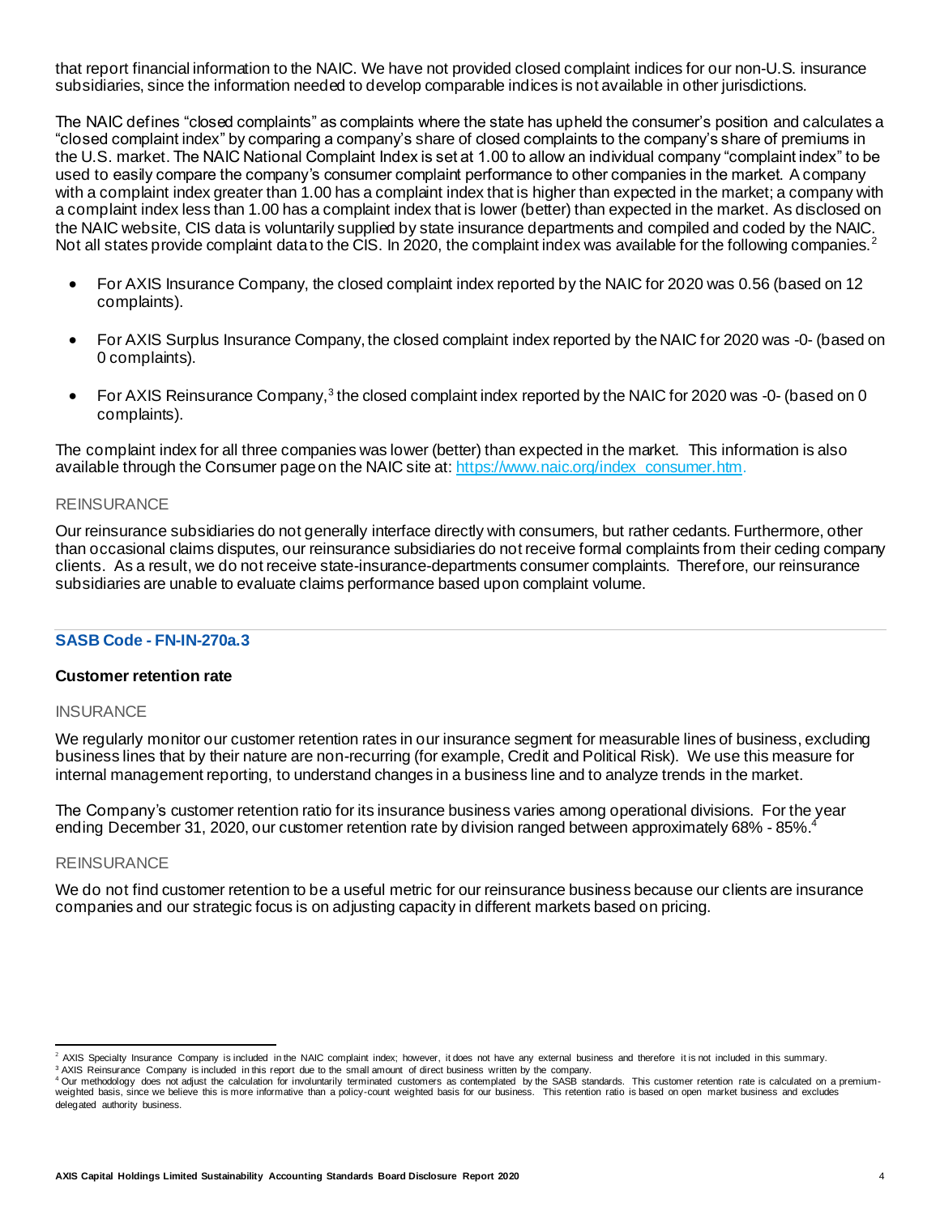that report financial information to the NAIC. We have not provided closed complaint indices for our non-U.S. insurance subsidiaries, since the information needed to develop comparable indices is not available in other jurisdictions.

The NAIC defines "closed complaints" as complaints where the state has upheld the consumer's position and calculates a "closed complaint index" by comparing a company's share of closed complaints to the company's share of premiums in the U.S. market. The NAIC National Complaint Index is set at 1.00 to allow an individual company "complaint index" to be used to easily compare the company's consumer complaint performance to other companies in the market. A company with a complaint index greater than 1.00 has a complaint index that is higher than expected in the market; a company with a complaint index less than 1.00 has a complaint index that is lower (better) than expected in the market. As disclosed on the NAIC website, CIS data is voluntarily supplied by state insurance departments and compiled and coded by the NAIC. Not all states provide complaint data to the CIS. In 2020, the complaint index was available for the following companies.[2]

- For AXIS Insurance Company, the closed complaint index reported by the NAIC for 2020 was 0.56 (based on 12 complaints).
- For AXIS Surplus Insurance Company, the closed complaint index reported by the NAIC for 2020 was -0- (based on 0 complaints).
- For AXIS Reinsurance Company,[3] the closed complaint index reported by the NAIC for 2020 was -0- (based on 0 complaints).

The complaint index for all three companies was lower (better) than expected in the market. This information is also available through the Consumer page on the NAIC site at: https://www.naic.org/index_consumer.htm.

REINSURANCE

Our reinsurance subsidiaries do not generally interface directly with consumers, but rather cedants. Furthermore, other than occasional claims disputes, our reinsurance subsidiaries do not receive formal complaints from their ceding company clients. As a result, we do not receive state-insurance-departments consumer complaints. Therefore, our reinsurance subsidiaries are unable to evaluate claims performance based upon complaint volume.

## SASB Code - FN-IN-270a.3

### Customer retention rate

INSURANCE

We regularly monitor our customer retention rates in our insurance segment for measurable lines of business, excluding business lines that by their nature are non-recurring (for example, Credit and Political Risk). We use this measure for internal management reporting, to understand changes in a business line and to analyze trends in the market.

The Company's customer retention ratio for its insurance business varies among operational divisions. For the year ending December 31, 2020, our customer retention rate by division ranged between approximately 68% - 85%.[4]

REINSURANCE

We do not find customer retention to be a useful metric for our reinsurance business because our clients are insurance companies and our strategic focus is on adjusting capacity in different markets based on pricing.

---

[2] AXIS Specialty Insurance Company is included in the NAIC complaint index; however, it does not have any external business and therefore it is not included in this summary.

[3] AXIS Reinsurance Company is included in this report due to the small amount of direct business written by the company.

[4] Our methodology does not adjust the calculation for involuntarily terminated customers as contemplated by the SASB standards. This customer retention rate is calculated on a premium-weighted basis, since we believe this is more informative than a policy-count weighted basis for our business. This retention ratio is based on open market business and excludes delegated authority business.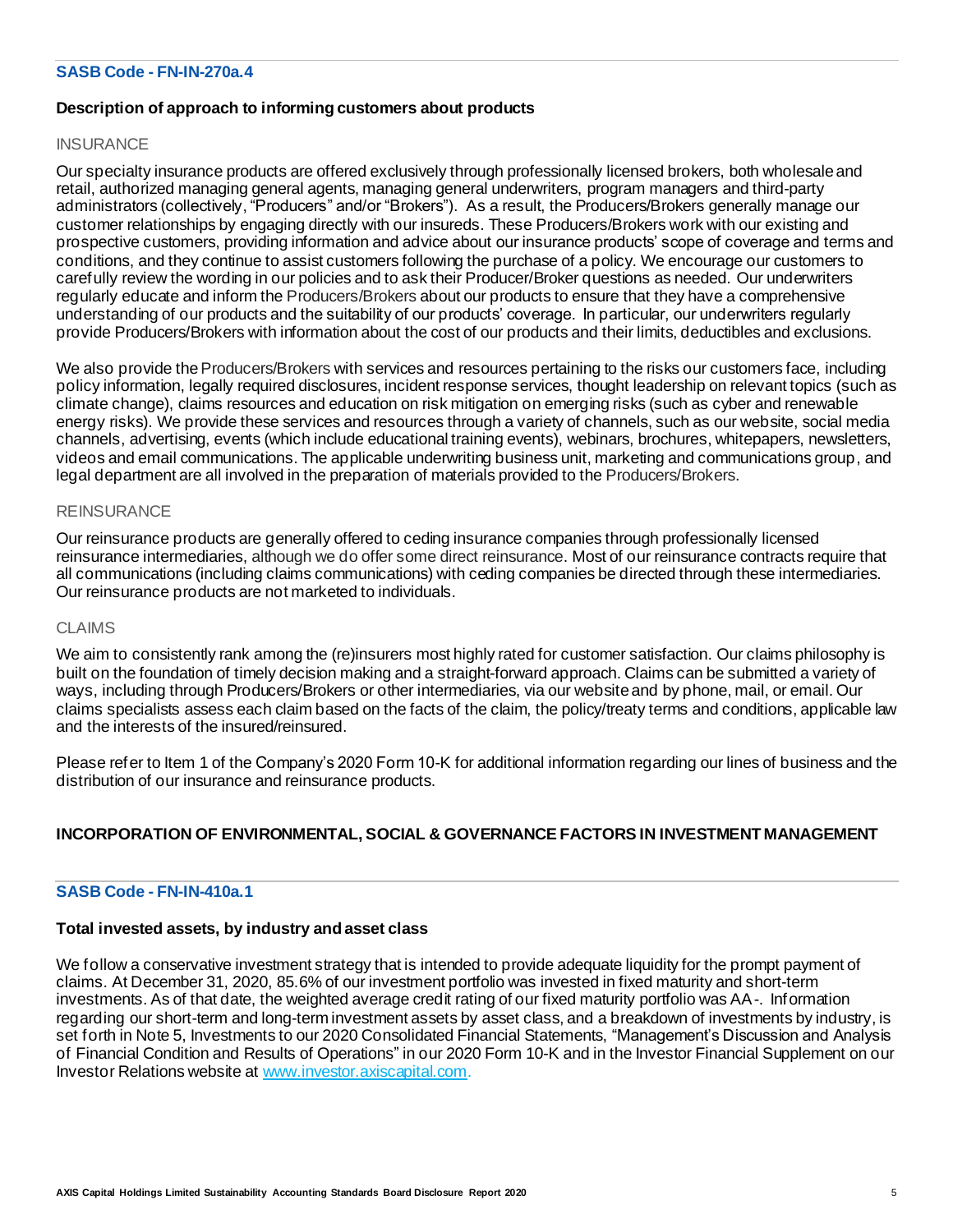### SASB Code - FN-IN-270a.4

**Description of approach to informing customers about products**

INSURANCE

Our specialty insurance products are offered exclusively through professionally licensed brokers, both wholesale and retail, authorized managing general agents, managing general underwriters, program managers and third-party administrators (collectively, "Producers" and/or "Brokers"). As a result, the Producers/Brokers generally manage our customer relationships by engaging directly with our insureds. These Producers/Brokers work with our existing and prospective customers, providing information and advice about our insurance products' scope of coverage and terms and conditions, and they continue to assist customers following the purchase of a policy. We encourage our customers to carefully review the wording in our policies and to ask their Producer/Broker questions as needed. Our underwriters regularly educate and inform the Producers/Brokers about our products to ensure that they have a comprehensive understanding of our products and the suitability of our products' coverage. In particular, our underwriters regularly provide Producers/Brokers with information about the cost of our products and their limits, deductibles and exclusions.

We also provide the Producers/Brokers with services and resources pertaining to the risks our customers face, including policy information, legally required disclosures, incident response services, thought leadership on relevant topics (such as climate change), claims resources and education on risk mitigation on emerging risks (such as cyber and renewable energy risks). We provide these services and resources through a variety of channels, such as our website, social media channels, advertising, events (which include educational training events), webinars, brochures, whitepapers, newsletters, videos and email communications. The applicable underwriting business unit, marketing and communications group, and legal department are all involved in the preparation of materials provided to the Producers/Brokers.

REINSURANCE

Our reinsurance products are generally offered to ceding insurance companies through professionally licensed reinsurance intermediaries, although we do offer some direct reinsurance. Most of our reinsurance contracts require that all communications (including claims communications) with ceding companies be directed through these intermediaries. Our reinsurance products are not marketed to individuals.

CLAIMS

We aim to consistently rank among the (re)insurers most highly rated for customer satisfaction. Our claims philosophy is built on the foundation of timely decision making and a straight-forward approach. Claims can be submitted a variety of ways, including through Producers/Brokers or other intermediaries, via our website and by phone, mail, or email. Our claims specialists assess each claim based on the facts of the claim, the policy/treaty terms and conditions, applicable law and the interests of the insured/reinsured.

Please refer to Item 1 of the Company's 2020 Form 10-K for additional information regarding our lines of business and the distribution of our insurance and reinsurance products.

## INCORPORATION OF ENVIRONMENTAL, SOCIAL & GOVERNANCE FACTORS IN INVESTMENT MANAGEMENT

### SASB Code - FN-IN-410a.1

**Total invested assets, by industry and asset class**

We follow a conservative investment strategy that is intended to provide adequate liquidity for the prompt payment of claims. At December 31, 2020, 85.6% of our investment portfolio was invested in fixed maturity and short-term investments. As of that date, the weighted average credit rating of our fixed maturity portfolio was AA-. Information regarding our short-term and long-term investment assets by asset class, and a breakdown of investments by industry, is set forth in Note 5, Investments to our 2020 Consolidated Financial Statements, "Management's Discussion and Analysis of Financial Condition and Results of Operations" in our 2020 Form 10-K and in the Investor Financial Supplement on our Investor Relations website at www.investor.axiscapital.com.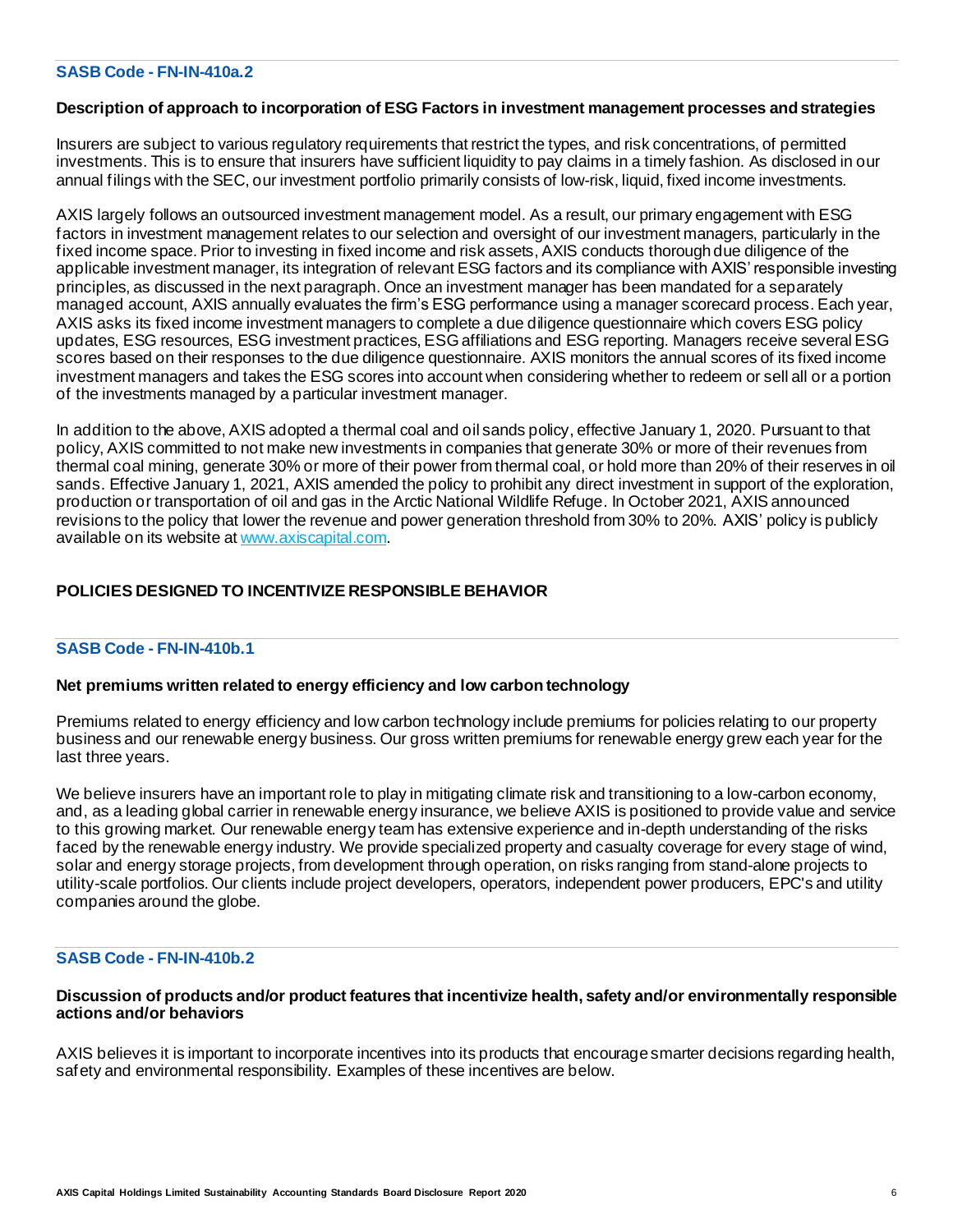### SASB Code - FN-IN-410a.2

**Description of approach to incorporation of ESG Factors in investment management processes and strategies**

Insurers are subject to various regulatory requirements that restrict the types, and risk concentrations, of permitted investments. This is to ensure that insurers have sufficient liquidity to pay claims in a timely fashion. As disclosed in our annual filings with the SEC, our investment portfolio primarily consists of low-risk, liquid, fixed income investments.

AXIS largely follows an outsourced investment management model. As a result, our primary engagement with ESG factors in investment management relates to our selection and oversight of our investment managers, particularly in the fixed income space. Prior to investing in fixed income and risk assets, AXIS conducts thorough due diligence of the applicable investment manager, its integration of relevant ESG factors and its compliance with AXIS' responsible investing principles, as discussed in the next paragraph. Once an investment manager has been mandated for a separately managed account, AXIS annually evaluates the firm's ESG performance using a manager scorecard process. Each year, AXIS asks its fixed income investment managers to complete a due diligence questionnaire which covers ESG policy updates, ESG resources, ESG investment practices, ESG affiliations and ESG reporting. Managers receive several ESG scores based on their responses to the due diligence questionnaire. AXIS monitors the annual scores of its fixed income investment managers and takes the ESG scores into account when considering whether to redeem or sell all or a portion of the investments managed by a particular investment manager.

In addition to the above, AXIS adopted a thermal coal and oil sands policy, effective January 1, 2020. Pursuant to that policy, AXIS committed to not make new investments in companies that generate 30% or more of their revenues from thermal coal mining, generate 30% or more of their power from thermal coal, or hold more than 20% of their reserves in oil sands. Effective January 1, 2021, AXIS amended the policy to prohibit any direct investment in support of the exploration, production or transportation of oil and gas in the Arctic National Wildlife Refuge. In October 2021, AXIS announced revisions to the policy that lower the revenue and power generation threshold from 30% to 20%. AXIS' policy is publicly available on its website at www.axiscapital.com.

## POLICIES DESIGNED TO INCENTIVIZE RESPONSIBLE BEHAVIOR

### SASB Code - FN-IN-410b.1

**Net premiums written related to energy efficiency and low carbon technology**

Premiums related to energy efficiency and low carbon technology include premiums for policies relating to our property business and our renewable energy business. Our gross written premiums for renewable energy grew each year for the last three years.

We believe insurers have an important role to play in mitigating climate risk and transitioning to a low-carbon economy, and, as a leading global carrier in renewable energy insurance, we believe AXIS is positioned to provide value and service to this growing market. Our renewable energy team has extensive experience and in-depth understanding of the risks faced by the renewable energy industry. We provide specialized property and casualty coverage for every stage of wind, solar and energy storage projects, from development through operation, on risks ranging from stand-alone projects to utility-scale portfolios. Our clients include project developers, operators, independent power producers, EPC's and utility companies around the globe.

### SASB Code - FN-IN-410b.2

**Discussion of products and/or product features that incentivize health, safety and/or environmentally responsible actions and/or behaviors**

AXIS believes it is important to incorporate incentives into its products that encourage smarter decisions regarding health, safety and environmental responsibility. Examples of these incentives are below.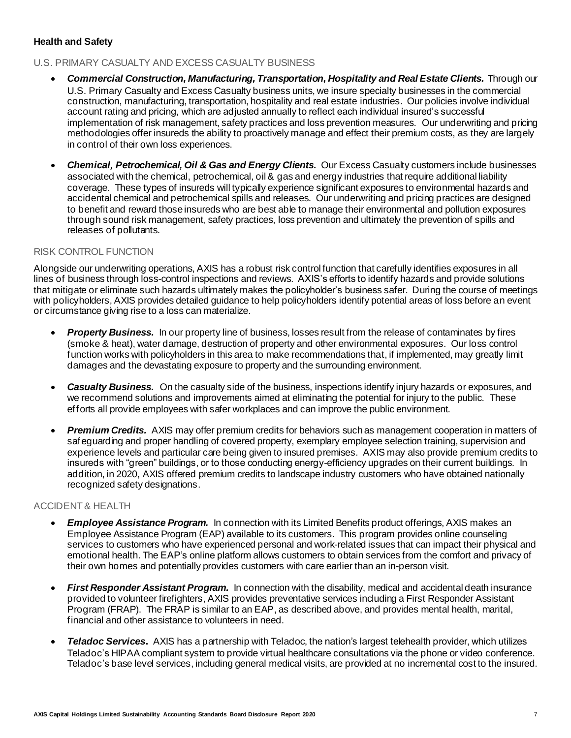## Health and Safety

### U.S. PRIMARY CASUALTY AND EXCESS CASUALTY BUSINESS

- ***Commercial Construction, Manufacturing, Transportation, Hospitality and Real Estate Clients.*** Through our U.S. Primary Casualty and Excess Casualty business units, we insure specialty businesses in the commercial construction, manufacturing, transportation, hospitality and real estate industries. Our policies involve individual account rating and pricing, which are adjusted annually to reflect each individual insured's successful implementation of risk management, safety practices and loss prevention measures. Our underwriting and pricing methodologies offer insureds the ability to proactively manage and effect their premium costs, as they are largely in control of their own loss experiences.

- ***Chemical, Petrochemical, Oil & Gas and Energy Clients.*** Our Excess Casualty customers include businesses associated with the chemical, petrochemical, oil & gas and energy industries that require additional liability coverage. These types of insureds will typically experience significant exposures to environmental hazards and accidental chemical and petrochemical spills and releases. Our underwriting and pricing practices are designed to benefit and reward those insureds who are best able to manage their environmental and pollution exposures through sound risk management, safety practices, loss prevention and ultimately the prevention of spills and releases of pollutants.

### RISK CONTROL FUNCTION

Alongside our underwriting operations, AXIS has a robust risk control function that carefully identifies exposures in all lines of business through loss-control inspections and reviews. AXIS's efforts to identify hazards and provide solutions that mitigate or eliminate such hazards ultimately makes the policyholder's business safer. During the course of meetings with policyholders, AXIS provides detailed guidance to help policyholders identify potential areas of loss before an event or circumstance giving rise to a loss can materialize.

- ***Property Business.*** In our property line of business, losses result from the release of contaminates by fires (smoke & heat), water damage, destruction of property and other environmental exposures. Our loss control function works with policyholders in this area to make recommendations that, if implemented, may greatly limit damages and the devastating exposure to property and the surrounding environment.

- ***Casualty Business.*** On the casualty side of the business, inspections identify injury hazards or exposures, and we recommend solutions and improvements aimed at eliminating the potential for injury to the public. These efforts all provide employees with safer workplaces and can improve the public environment.

- ***Premium Credits.*** AXIS may offer premium credits for behaviors such as management cooperation in matters of safeguarding and proper handling of covered property, exemplary employee selection training, supervision and experience levels and particular care being given to insured premises. AXIS may also provide premium credits to insureds with "green" buildings, or to those conducting energy-efficiency upgrades on their current buildings. In addition, in 2020, AXIS offered premium credits to landscape industry customers who have obtained nationally recognized safety designations.

### ACCIDENT & HEALTH

- ***Employee Assistance Program.*** In connection with its Limited Benefits product offerings, AXIS makes an Employee Assistance Program (EAP) available to its customers. This program provides online counseling services to customers who have experienced personal and work-related issues that can impact their physical and emotional health. The EAP's online platform allows customers to obtain services from the comfort and privacy of their own homes and potentially provides customers with care earlier than an in-person visit.

- ***First Responder Assistant Program.*** In connection with the disability, medical and accidental death insurance provided to volunteer firefighters, AXIS provides preventative services including a First Responder Assistant Program (FRAP). The FRAP is similar to an EAP, as described above, and provides mental health, marital, financial and other assistance to volunteers in need.

- ***Teladoc Services.*** AXIS has a partnership with Teladoc, the nation's largest telehealth provider, which utilizes Teladoc's HIPAA compliant system to provide virtual healthcare consultations via the phone or video conference. Teladoc's base level services, including general medical visits, are provided at no incremental cost to the insured.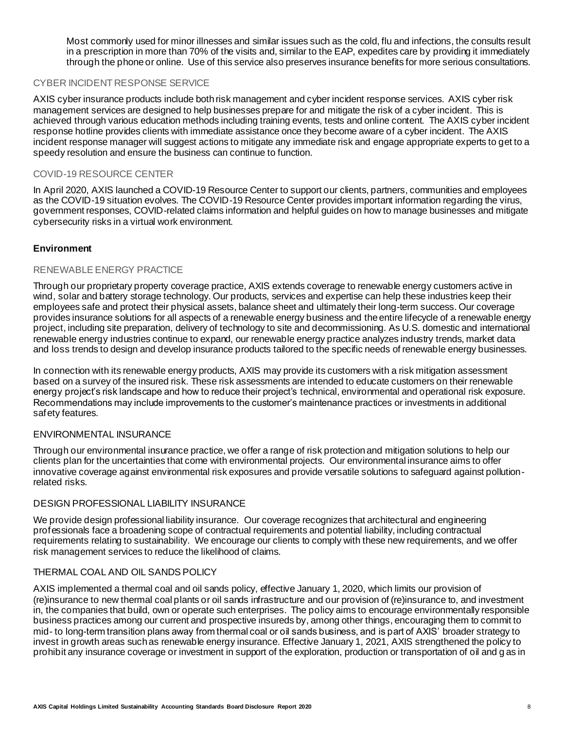Most commonly used for minor illnesses and similar issues such as the cold, flu and infections, the consults result in a prescription in more than 70% of the visits and, similar to the EAP, expedites care by providing it immediately through the phone or online. Use of this service also preserves insurance benefits for more serious consultations.

### CYBER INCIDENT RESPONSE SERVICE

AXIS cyber insurance products include both risk management and cyber incident response services. AXIS cyber risk management services are designed to help businesses prepare for and mitigate the risk of a cyber incident. This is achieved through various education methods including training events, tests and online content. The AXIS cyber incident response hotline provides clients with immediate assistance once they become aware of a cyber incident. The AXIS incident response manager will suggest actions to mitigate any immediate risk and engage appropriate experts to get to a speedy resolution and ensure the business can continue to function.

### COVID-19 RESOURCE CENTER

In April 2020, AXIS launched a COVID-19 Resource Center to support our clients, partners, communities and employees as the COVID-19 situation evolves. The COVID-19 Resource Center provides important information regarding the virus, government responses, COVID-related claims information and helpful guides on how to manage businesses and mitigate cybersecurity risks in a virtual work environment.

## Environment

### RENEWABLE ENERGY PRACTICE

Through our proprietary property coverage practice, AXIS extends coverage to renewable energy customers active in wind, solar and battery storage technology. Our products, services and expertise can help these industries keep their employees safe and protect their physical assets, balance sheet and ultimately their long-term success. Our coverage provides insurance solutions for all aspects of a renewable energy business and the entire lifecycle of a renewable energy project, including site preparation, delivery of technology to site and decommissioning. As U.S. domestic and international renewable energy industries continue to expand, our renewable energy practice analyzes industry trends, market data and loss trends to design and develop insurance products tailored to the specific needs of renewable energy businesses.

In connection with its renewable energy products, AXIS may provide its customers with a risk mitigation assessment based on a survey of the insured risk. These risk assessments are intended to educate customers on their renewable energy project's risk landscape and how to reduce their project's technical, environmental and operational risk exposure. Recommendations may include improvements to the customer's maintenance practices or investments in additional safety features.

### ENVIRONMENTAL INSURANCE

Through our environmental insurance practice, we offer a range of risk protection and mitigation solutions to help our clients plan for the uncertainties that come with environmental projects. Our environmental insurance aims to offer innovative coverage against environmental risk exposures and provide versatile solutions to safeguard against pollution-related risks.

### DESIGN PROFESSIONAL LIABILITY INSURANCE

We provide design professional liability insurance. Our coverage recognizes that architectural and engineering professionals face a broadening scope of contractual requirements and potential liability, including contractual requirements relating to sustainability. We encourage our clients to comply with these new requirements, and we offer risk management services to reduce the likelihood of claims.

### THERMAL COAL AND OIL SANDS POLICY

AXIS implemented a thermal coal and oil sands policy, effective January 1, 2020, which limits our provision of (re)insurance to new thermal coal plants or oil sands infrastructure and our provision of (re)insurance to, and investment in, the companies that build, own or operate such enterprises. The policy aims to encourage environmentally responsible business practices among our current and prospective insureds by, among other things, encouraging them to commit to mid- to long-term transition plans away from thermal coal or oil sands business, and is part of AXIS' broader strategy to invest in growth areas such as renewable energy insurance. Effective January 1, 2021, AXIS strengthened the policy to prohibit any insurance coverage or investment in support of the exploration, production or transportation of oil and gas in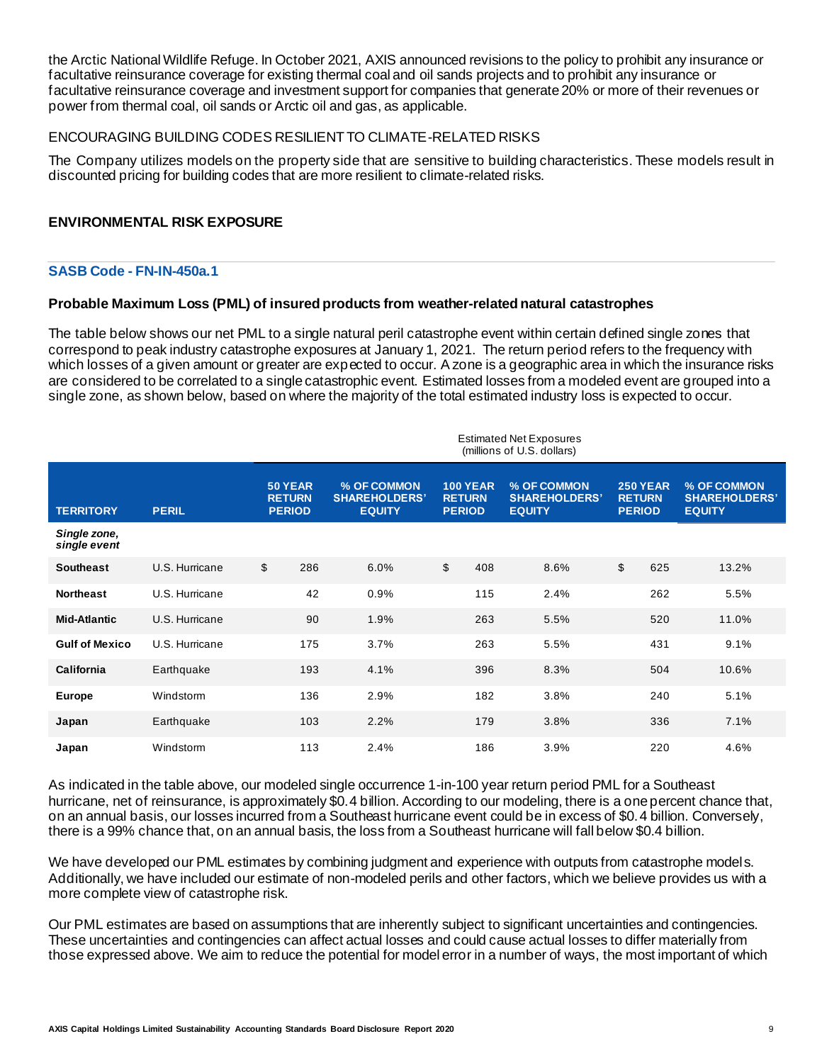the Arctic National Wildlife Refuge. In October 2021, AXIS announced revisions to the policy to prohibit any insurance or facultative reinsurance coverage for existing thermal coal and oil sands projects and to prohibit any insurance or facultative reinsurance coverage and investment support for companies that generate 20% or more of their revenues or power from thermal coal, oil sands or Arctic oil and gas, as applicable.

ENCOURAGING BUILDING CODES RESILIENT TO CLIMATE-RELATED RISKS

The Company utilizes models on the property side that are sensitive to building characteristics. These models result in discounted pricing for building codes that are more resilient to climate-related risks.

## ENVIRONMENTAL RISK EXPOSURE

### SASB Code - FN-IN-450a.1

### Probable Maximum Loss (PML) of insured products from weather-related natural catastrophes

The table below shows our net PML to a single natural peril catastrophe event within certain defined single zones that correspond to peak industry catastrophe exposures at January 1, 2021. The return period refers to the frequency with which losses of a given amount or greater are expected to occur. A zone is a geographic area in which the insurance risks are considered to be correlated to a single catastrophic event. Estimated losses from a modeled event are grouped into a single zone, as shown below, based on where the majority of the total estimated industry loss is expected to occur.

| | | Estimated Net Exposures (millions of U.S. dollars) | | | | | |
|---|---|---|---|---|---|---|---|
| TERRITORY | PERIL | 50 YEAR RETURN PERIOD | % OF COMMON SHAREHOLDERS' EQUITY | 100 YEAR RETURN PERIOD | % OF COMMON SHAREHOLDERS' EQUITY | 250 YEAR RETURN PERIOD | % OF COMMON SHAREHOLDERS' EQUITY |
| *Single zone, single event* | | | | | | | |
| **Southeast** | U.S. Hurricane | $ 286 | 6.0% | $ 408 | 8.6% | $ 625 | 13.2% |
| **Northeast** | U.S. Hurricane | 42 | 0.9% | 115 | 2.4% | 262 | 5.5% |
| **Mid-Atlantic** | U.S. Hurricane | 90 | 1.9% | 263 | 5.5% | 520 | 11.0% |
| **Gulf of Mexico** | U.S. Hurricane | 175 | 3.7% | 263 | 5.5% | 431 | 9.1% |
| **California** | Earthquake | 193 | 4.1% | 396 | 8.3% | 504 | 10.6% |
| **Europe** | Windstorm | 136 | 2.9% | 182 | 3.8% | 240 | 5.1% |
| **Japan** | Earthquake | 103 | 2.2% | 179 | 3.8% | 336 | 7.1% |
| **Japan** | Windstorm | 113 | 2.4% | 186 | 3.9% | 220 | 4.6% |

As indicated in the table above, our modeled single occurrence 1-in-100 year return period PML for a Southeast hurricane, net of reinsurance, is approximately $0.4 billion. According to our modeling, there is a one percent chance that, on an annual basis, our losses incurred from a Southeast hurricane event could be in excess of $0.4 billion. Conversely, there is a 99% chance that, on an annual basis, the loss from a Southeast hurricane will fall below $0.4 billion.

We have developed our PML estimates by combining judgment and experience with outputs from catastrophe models. Additionally, we have included our estimate of non-modeled perils and other factors, which we believe provides us with a more complete view of catastrophe risk.

Our PML estimates are based on assumptions that are inherently subject to significant uncertainties and contingencies. These uncertainties and contingencies can affect actual losses and could cause actual losses to differ materially from those expressed above. We aim to reduce the potential for model error in a number of ways, the most important of which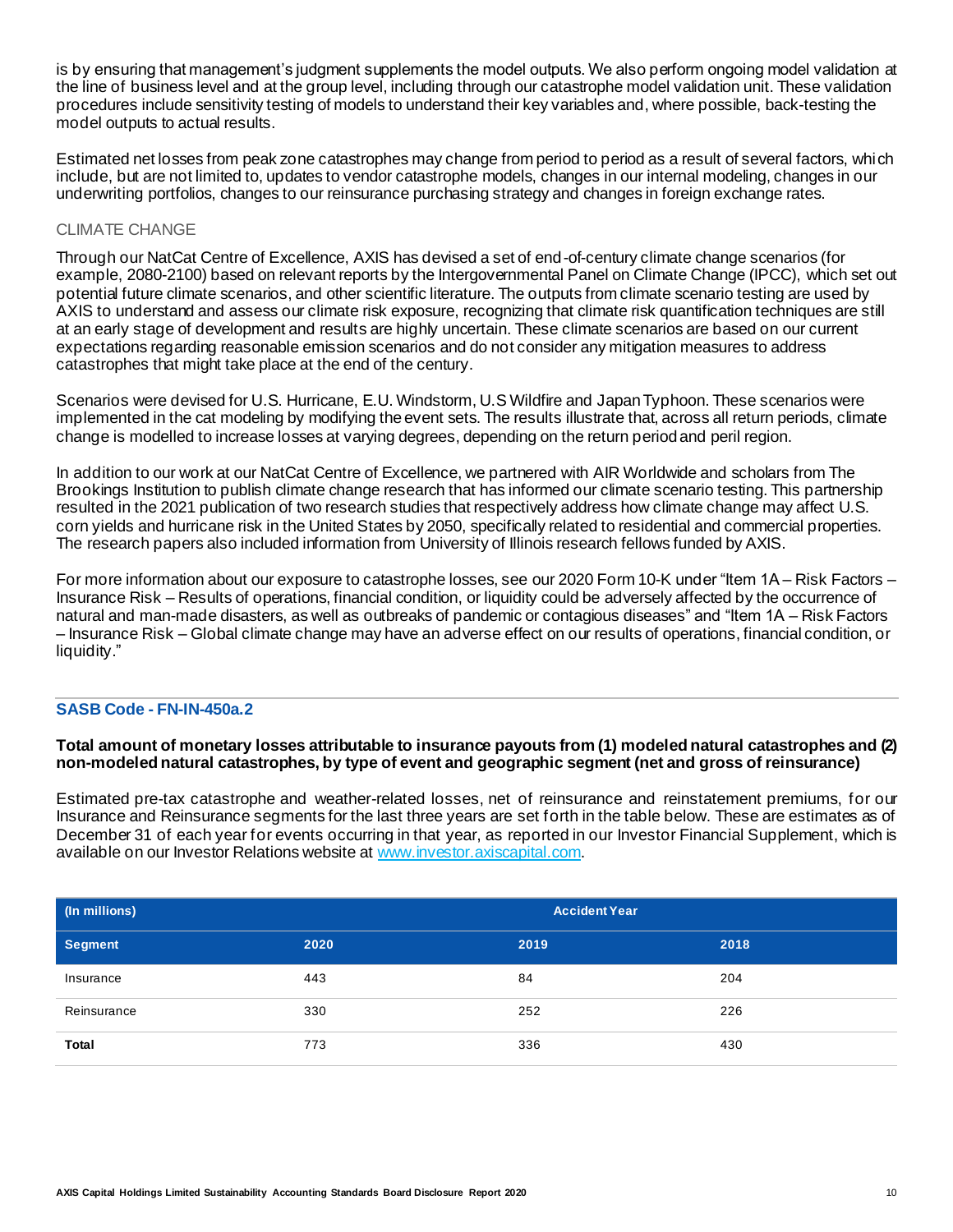is by ensuring that management's judgment supplements the model outputs. We also perform ongoing model validation at the line of business level and at the group level, including through our catastrophe model validation unit. These validation procedures include sensitivity testing of models to understand their key variables and, where possible, back-testing the model outputs to actual results.

Estimated net losses from peak zone catastrophes may change from period to period as a result of several factors, which include, but are not limited to, updates to vendor catastrophe models, changes in our internal modeling, changes in our underwriting portfolios, changes to our reinsurance purchasing strategy and changes in foreign exchange rates.

### CLIMATE CHANGE

Through our NatCat Centre of Excellence, AXIS has devised a set of end-of-century climate change scenarios (for example, 2080-2100) based on relevant reports by the Intergovernmental Panel on Climate Change (IPCC), which set out potential future climate scenarios, and other scientific literature. The outputs from climate scenario testing are used by AXIS to understand and assess our climate risk exposure, recognizing that climate risk quantification techniques are still at an early stage of development and results are highly uncertain. These climate scenarios are based on our current expectations regarding reasonable emission scenarios and do not consider any mitigation measures to address catastrophes that might take place at the end of the century.

Scenarios were devised for U.S. Hurricane, E.U. Windstorm, U.S Wildfire and Japan Typhoon. These scenarios were implemented in the cat modeling by modifying the event sets. The results illustrate that, across all return periods, climate change is modelled to increase losses at varying degrees, depending on the return period and peril region.

In addition to our work at our NatCat Centre of Excellence, we partnered with AIR Worldwide and scholars from The Brookings Institution to publish climate change research that has informed our climate scenario testing. This partnership resulted in the 2021 publication of two research studies that respectively address how climate change may affect U.S. corn yields and hurricane risk in the United States by 2050, specifically related to residential and commercial properties. The research papers also included information from University of Illinois research fellows funded by AXIS.

For more information about our exposure to catastrophe losses, see our 2020 Form 10-K under "Item 1A – Risk Factors – Insurance Risk – Results of operations, financial condition, or liquidity could be adversely affected by the occurrence of natural and man-made disasters, as well as outbreaks of pandemic or contagious diseases" and "Item 1A – Risk Factors – Insurance Risk – Global climate change may have an adverse effect on our results of operations, financial condition, or liquidity."

## SASB Code - FN-IN-450a.2

**Total amount of monetary losses attributable to insurance payouts from (1) modeled natural catastrophes and (2) non-modeled natural catastrophes, by type of event and geographic segment (net and gross of reinsurance)**

Estimated pre-tax catastrophe and weather-related losses, net of reinsurance and reinstatement premiums, for our Insurance and Reinsurance segments for the last three years are set forth in the table below. These are estimates as of December 31 of each year for events occurring in that year, as reported in our Investor Financial Supplement, which is available on our Investor Relations website at www.investor.axiscapital.com.

| (In millions) | Accident Year | | |
|---|---|---|---|
| **Segment** | **2020** | **2019** | **2018** |
| Insurance | 443 | 84 | 204 |
| Reinsurance | 330 | 252 | 226 |
| **Total** | 773 | 336 | 430 |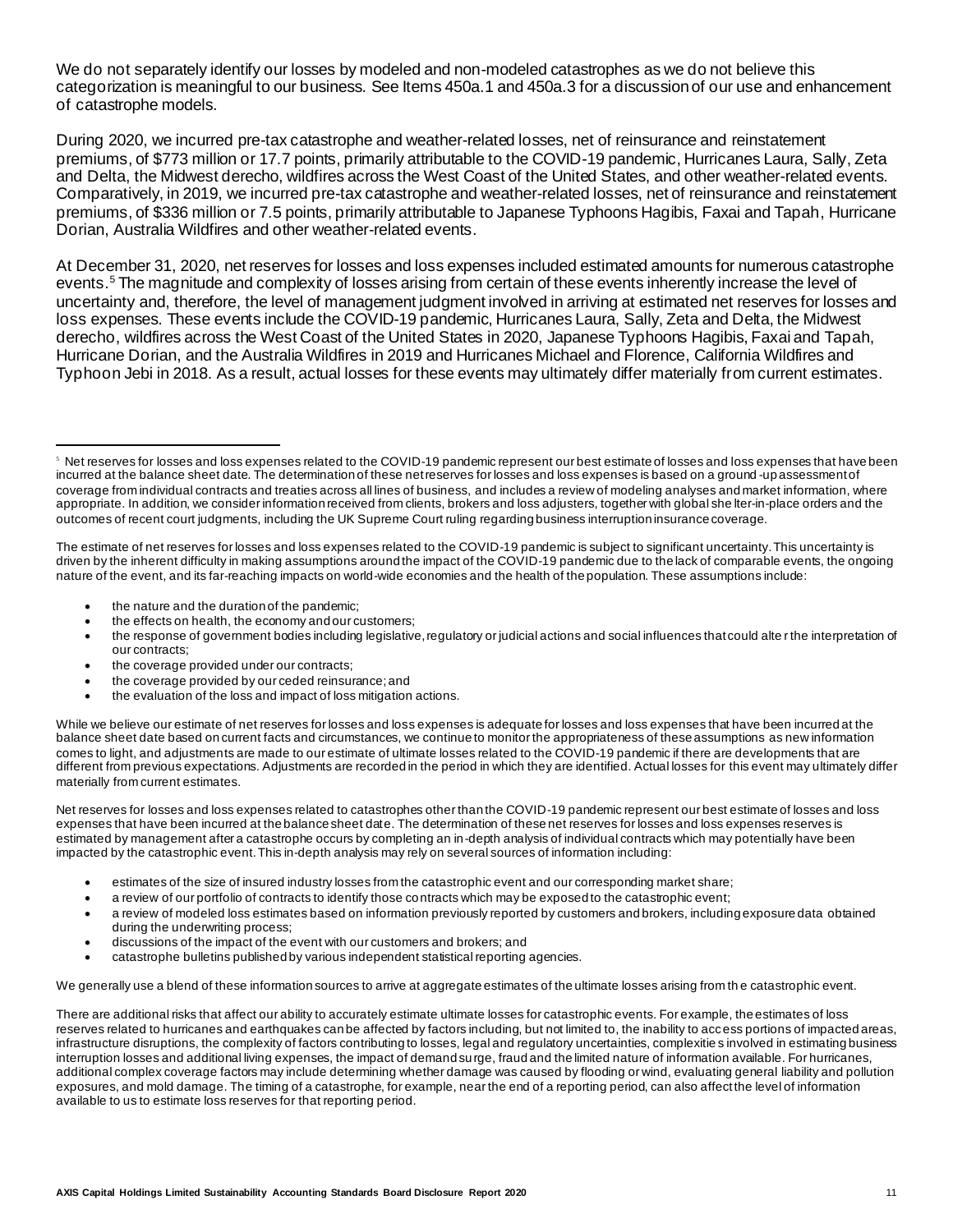We do not separately identify our losses by modeled and non-modeled catastrophes as we do not believe this categorization is meaningful to our business. See Items 450a.1 and 450a.3 for a discussion of our use and enhancement of catastrophe models.

During 2020, we incurred pre-tax catastrophe and weather-related losses, net of reinsurance and reinstatement premiums, of $773 million or 17.7 points, primarily attributable to the COVID-19 pandemic, Hurricanes Laura, Sally, Zeta and Delta, the Midwest derecho, wildfires across the West Coast of the United States, and other weather-related events. Comparatively, in 2019, we incurred pre-tax catastrophe and weather-related losses, net of reinsurance and reinstatement premiums, of $336 million or 7.5 points, primarily attributable to Japanese Typhoons Hagibis, Faxai and Tapah, Hurricane Dorian, Australia Wildfires and other weather-related events.

At December 31, 2020, net reserves for losses and loss expenses included estimated amounts for numerous catastrophe events.[5] The magnitude and complexity of losses arising from certain of these events inherently increase the level of uncertainty and, therefore, the level of management judgment involved in arriving at estimated net reserves for losses and loss expenses. These events include the COVID-19 pandemic, Hurricanes Laura, Sally, Zeta and Delta, the Midwest derecho, wildfires across the West Coast of the United States in 2020, Japanese Typhoons Hagibis, Faxai and Tapah, Hurricane Dorian, and the Australia Wildfires in 2019 and Hurricanes Michael and Florence, California Wildfires and Typhoon Jebi in 2018. As a result, actual losses for these events may ultimately differ materially from current estimates.

---

[5] Net reserves for losses and loss expenses related to the COVID-19 pandemic represent our best estimate of losses and loss expenses that have been incurred at the balance sheet date. The determination of these net reserves for losses and loss expenses is based on a ground-up assessment of coverage from individual contracts and treaties across all lines of business, and includes a review of modeling analyses and market information, where appropriate. In addition, we consider information received from clients, brokers and loss adjusters, together with global shelter-in-place orders and the outcomes of recent court judgments, including the UK Supreme Court ruling regarding business interruption insurance coverage.

The estimate of net reserves for losses and loss expenses related to the COVID-19 pandemic is subject to significant uncertainty. This uncertainty is driven by the inherent difficulty in making assumptions around the impact of the COVID-19 pandemic due to the lack of comparable events, the ongoing nature of the event, and its far-reaching impacts on world-wide economies and the health of the population. These assumptions include:

- the nature and the duration of the pandemic;
- the effects on health, the economy and our customers;
- the response of government bodies including legislative, regulatory or judicial actions and social influences that could alter the interpretation of our contracts;
- the coverage provided under our contracts;
- the coverage provided by our ceded reinsurance; and
- the evaluation of the loss and impact of loss mitigation actions.

While we believe our estimate of net reserves for losses and loss expenses is adequate for losses and loss expenses that have been incurred at the balance sheet date based on current facts and circumstances, we continue to monitor the appropriateness of these assumptions as new information comes to light, and adjustments are made to our estimate of ultimate losses related to the COVID-19 pandemic if there are developments that are different from previous expectations. Adjustments are recorded in the period in which they are identified. Actual losses for this event may ultimately differ materially from current estimates.

Net reserves for losses and loss expenses related to catastrophes other than the COVID-19 pandemic represent our best estimate of losses and loss expenses that have been incurred at the balance sheet date. The determination of these net reserves for losses and loss expenses reserves is estimated by management after a catastrophe occurs by completing an in-depth analysis of individual contracts which may potentially have been impacted by the catastrophic event. This in-depth analysis may rely on several sources of information including:

- estimates of the size of insured industry losses from the catastrophic event and our corresponding market share;
- a review of our portfolio of contracts to identify those contracts which may be exposed to the catastrophic event;
- a review of modeled loss estimates based on information previously reported by customers and brokers, including exposure data obtained during the underwriting process;
- discussions of the impact of the event with our customers and brokers; and
- catastrophe bulletins published by various independent statistical reporting agencies.

We generally use a blend of these information sources to arrive at aggregate estimates of the ultimate losses arising from the catastrophic event.

There are additional risks that affect our ability to accurately estimate ultimate losses for catastrophic events. For example, the estimates of loss reserves related to hurricanes and earthquakes can be affected by factors including, but not limited to, the inability to access portions of impacted areas, infrastructure disruptions, the complexity of factors contributing to losses, legal and regulatory uncertainties, complexities involved in estimating business interruption losses and additional living expenses, the impact of demand surge, fraud and the limited nature of information available. For hurricanes, additional complex coverage factors may include determining whether damage was caused by flooding or wind, evaluating general liability and pollution exposures, and mold damage. The timing of a catastrophe, for example, near the end of a reporting period, can also affect the level of information available to us to estimate loss reserves for that reporting period.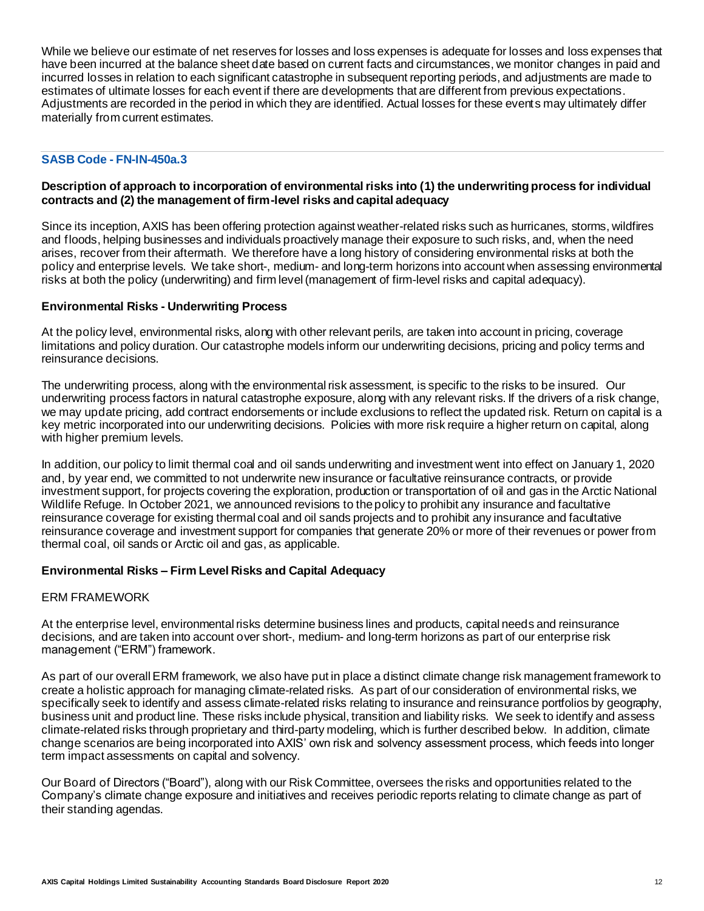While we believe our estimate of net reserves for losses and loss expenses is adequate for losses and loss expenses that have been incurred at the balance sheet date based on current facts and circumstances, we monitor changes in paid and incurred losses in relation to each significant catastrophe in subsequent reporting periods, and adjustments are made to estimates of ultimate losses for each event if there are developments that are different from previous expectations. Adjustments are recorded in the period in which they are identified. Actual losses for these events may ultimately differ materially from current estimates.

## SASB Code - FN-IN-450a.3

**Description of approach to incorporation of environmental risks into (1) the underwriting process for individual contracts and (2) the management of firm-level risks and capital adequacy**

Since its inception, AXIS has been offering protection against weather-related risks such as hurricanes, storms, wildfires and floods, helping businesses and individuals proactively manage their exposure to such risks, and, when the need arises, recover from their aftermath. We therefore have a long history of considering environmental risks at both the policy and enterprise levels. We take short-, medium- and long-term horizons into account when assessing environmental risks at both the policy (underwriting) and firm level (management of firm-level risks and capital adequacy).

### Environmental Risks - Underwriting Process

At the policy level, environmental risks, along with other relevant perils, are taken into account in pricing, coverage limitations and policy duration. Our catastrophe models inform our underwriting decisions, pricing and policy terms and reinsurance decisions.

The underwriting process, along with the environmental risk assessment, is specific to the risks to be insured. Our underwriting process factors in natural catastrophe exposure, along with any relevant risks. If the drivers of a risk change, we may update pricing, add contract endorsements or include exclusions to reflect the updated risk. Return on capital is a key metric incorporated into our underwriting decisions. Policies with more risk require a higher return on capital, along with higher premium levels.

In addition, our policy to limit thermal coal and oil sands underwriting and investment went into effect on January 1, 2020 and, by year end, we committed to not underwrite new insurance or facultative reinsurance contracts, or provide investment support, for projects covering the exploration, production or transportation of oil and gas in the Arctic National Wildlife Refuge. In October 2021, we announced revisions to the policy to prohibit any insurance and facultative reinsurance coverage for existing thermal coal and oil sands projects and to prohibit any insurance and facultative reinsurance coverage and investment support for companies that generate 20% or more of their revenues or power from thermal coal, oil sands or Arctic oil and gas, as applicable.

### Environmental Risks – Firm Level Risks and Capital Adequacy

ERM FRAMEWORK

At the enterprise level, environmental risks determine business lines and products, capital needs and reinsurance decisions, and are taken into account over short-, medium- and long-term horizons as part of our enterprise risk management ("ERM") framework.

As part of our overall ERM framework, we also have put in place a distinct climate change risk management framework to create a holistic approach for managing climate-related risks. As part of our consideration of environmental risks, we specifically seek to identify and assess climate-related risks relating to insurance and reinsurance portfolios by geography, business unit and product line. These risks include physical, transition and liability risks. We seek to identify and assess climate-related risks through proprietary and third-party modeling, which is further described below. In addition, climate change scenarios are being incorporated into AXIS' own risk and solvency assessment process, which feeds into longer term impact assessments on capital and solvency.

Our Board of Directors ("Board"), along with our Risk Committee, oversees the risks and opportunities related to the Company's climate change exposure and initiatives and receives periodic reports relating to climate change as part of their standing agendas.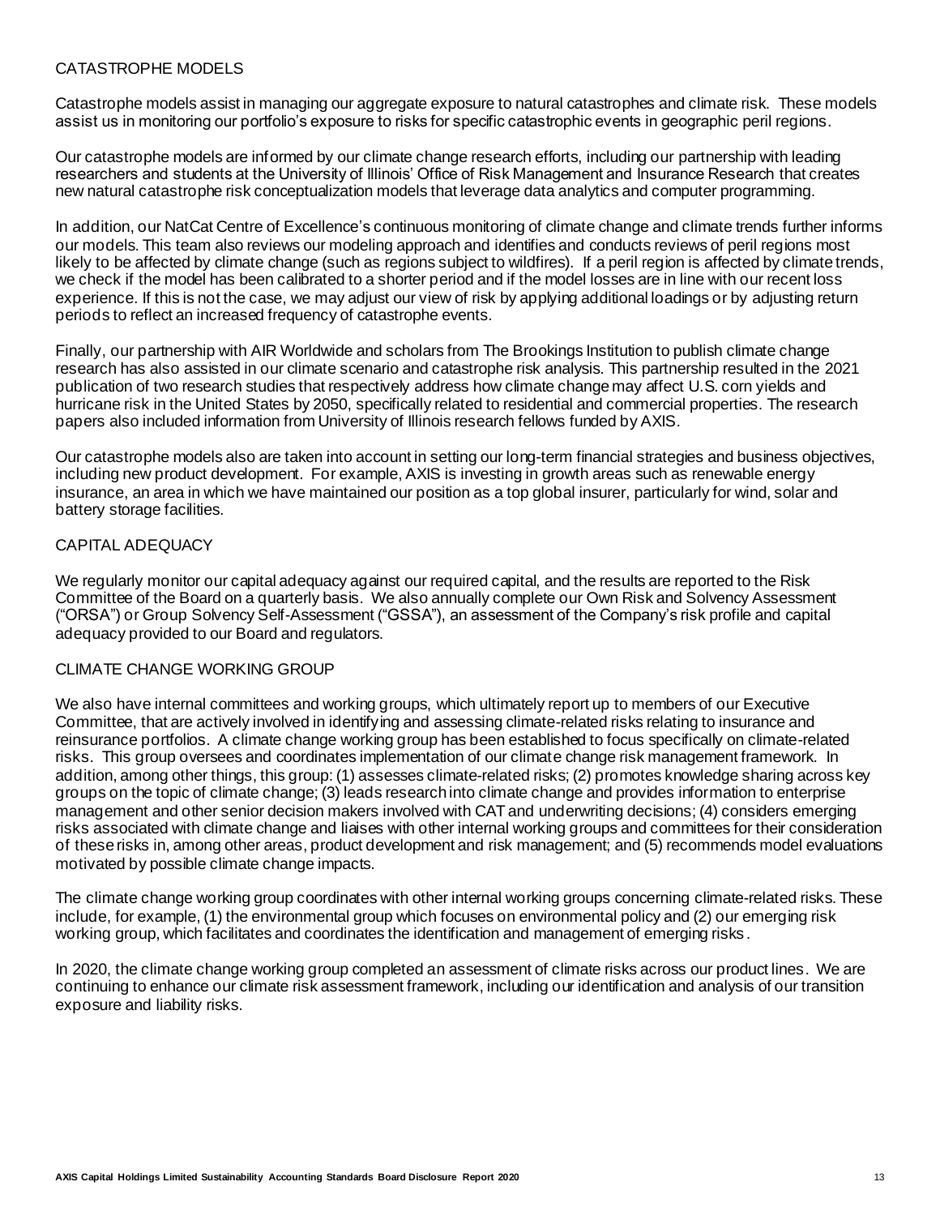## CATASTROPHE MODELS

Catastrophe models assist in managing our aggregate exposure to natural catastrophes and climate risk. These models assist us in monitoring our portfolio's exposure to risks for specific catastrophic events in geographic peril regions.

Our catastrophe models are informed by our climate change research efforts, including our partnership with leading researchers and students at the University of Illinois' Office of Risk Management and Insurance Research that creates new natural catastrophe risk conceptualization models that leverage data analytics and computer programming.

In addition, our NatCat Centre of Excellence's continuous monitoring of climate change and climate trends further informs our models. This team also reviews our modeling approach and identifies and conducts reviews of peril regions most likely to be affected by climate change (such as regions subject to wildfires). If a peril region is affected by climate trends, we check if the model has been calibrated to a shorter period and if the model losses are in line with our recent loss experience. If this is not the case, we may adjust our view of risk by applying additional loadings or by adjusting return periods to reflect an increased frequency of catastrophe events.

Finally, our partnership with AIR Worldwide and scholars from The Brookings Institution to publish climate change research has also assisted in our climate scenario and catastrophe risk analysis. This partnership resulted in the 2021 publication of two research studies that respectively address how climate change may affect U.S. corn yields and hurricane risk in the United States by 2050, specifically related to residential and commercial properties. The research papers also included information from University of Illinois research fellows funded by AXIS.

Our catastrophe models also are taken into account in setting our long-term financial strategies and business objectives, including new product development. For example, AXIS is investing in growth areas such as renewable energy insurance, an area in which we have maintained our position as a top global insurer, particularly for wind, solar and battery storage facilities.

## CAPITAL ADEQUACY

We regularly monitor our capital adequacy against our required capital, and the results are reported to the Risk Committee of the Board on a quarterly basis. We also annually complete our Own Risk and Solvency Assessment ("ORSA") or Group Solvency Self-Assessment ("GSSA"), an assessment of the Company's risk profile and capital adequacy provided to our Board and regulators.

## CLIMATE CHANGE WORKING GROUP

We also have internal committees and working groups, which ultimately report up to members of our Executive Committee, that are actively involved in identifying and assessing climate-related risks relating to insurance and reinsurance portfolios. A climate change working group has been established to focus specifically on climate-related risks. This group oversees and coordinates implementation of our climate change risk management framework. In addition, among other things, this group: (1) assesses climate-related risks; (2) promotes knowledge sharing across key groups on the topic of climate change; (3) leads research into climate change and provides information to enterprise management and other senior decision makers involved with CAT and underwriting decisions; (4) considers emerging risks associated with climate change and liaises with other internal working groups and committees for their consideration of these risks in, among other areas, product development and risk management; and (5) recommends model evaluations motivated by possible climate change impacts.

The climate change working group coordinates with other internal working groups concerning climate-related risks. These include, for example, (1) the environmental group which focuses on environmental policy and (2) our emerging risk working group, which facilitates and coordinates the identification and management of emerging risks.

In 2020, the climate change working group completed an assessment of climate risks across our product lines. We are continuing to enhance our climate risk assessment framework, including our identification and analysis of our transition exposure and liability risks.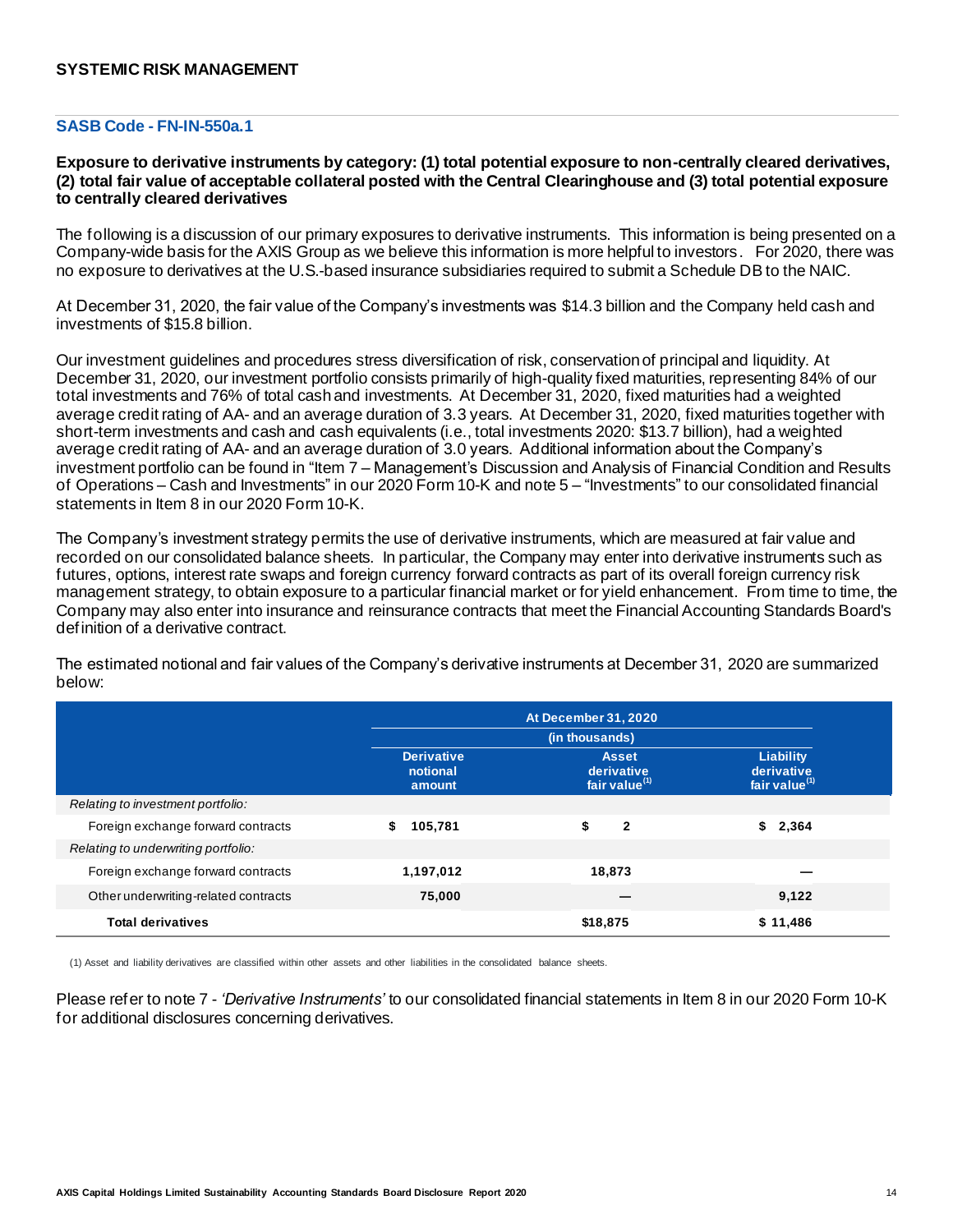## SYSTEMIC RISK MANAGEMENT

### SASB Code - FN-IN-550a.1

**Exposure to derivative instruments by category: (1) total potential exposure to non-centrally cleared derivatives, (2) total fair value of acceptable collateral posted with the Central Clearinghouse and (3) total potential exposure to centrally cleared derivatives**

The following is a discussion of our primary exposures to derivative instruments. This information is being presented on a Company-wide basis for the AXIS Group as we believe this information is more helpful to investors. For 2020, there was no exposure to derivatives at the U.S.-based insurance subsidiaries required to submit a Schedule DB to the NAIC.

At December 31, 2020, the fair value of the Company's investments was $14.3 billion and the Company held cash and investments of $15.8 billion.

Our investment guidelines and procedures stress diversification of risk, conservation of principal and liquidity. At December 31, 2020, our investment portfolio consists primarily of high-quality fixed maturities, representing 84% of our total investments and 76% of total cash and investments. At December 31, 2020, fixed maturities had a weighted average credit rating of AA- and an average duration of 3.3 years. At December 31, 2020, fixed maturities together with short-term investments and cash and cash equivalents (i.e., total investments 2020: $13.7 billion), had a weighted average credit rating of AA- and an average duration of 3.0 years. Additional information about the Company's investment portfolio can be found in "Item 7 – Management's Discussion and Analysis of Financial Condition and Results of Operations – Cash and Investments" in our 2020 Form 10-K and note 5 – "Investments" to our consolidated financial statements in Item 8 in our 2020 Form 10-K.

The Company's investment strategy permits the use of derivative instruments, which are measured at fair value and recorded on our consolidated balance sheets. In particular, the Company may enter into derivative instruments such as futures, options, interest rate swaps and foreign currency forward contracts as part of its overall foreign currency risk management strategy, to obtain exposure to a particular financial market or for yield enhancement. From time to time, the Company may also enter into insurance and reinsurance contracts that meet the Financial Accounting Standards Board's definition of a derivative contract.

The estimated notional and fair values of the Company's derivative instruments at December 31, 2020 are summarized below:

| | At December 31, 2020 (in thousands) | | |
|---|---|---|---|
| | Derivative notional amount | Asset derivative fair value[1] | Liability derivative fair value[1] |
| *Relating to investment portfolio:* | | | |
| Foreign exchange forward contracts | $ 105,781 | $ 2 | $ 2,364 |
| *Relating to underwriting portfolio:* | | | |
| Foreign exchange forward contracts | 1,197,012 | 18,873 | — |
| Other underwriting-related contracts | 75,000 | — | 9,122 |
| **Total derivatives** | | **$18,875** | **$ 11,486** |

(1) Asset and liability derivatives are classified within other assets and other liabilities in the consolidated balance sheets.

Please refer to note 7 - *'Derivative Instruments'* to our consolidated financial statements in Item 8 in our 2020 Form 10-K for additional disclosures concerning derivatives.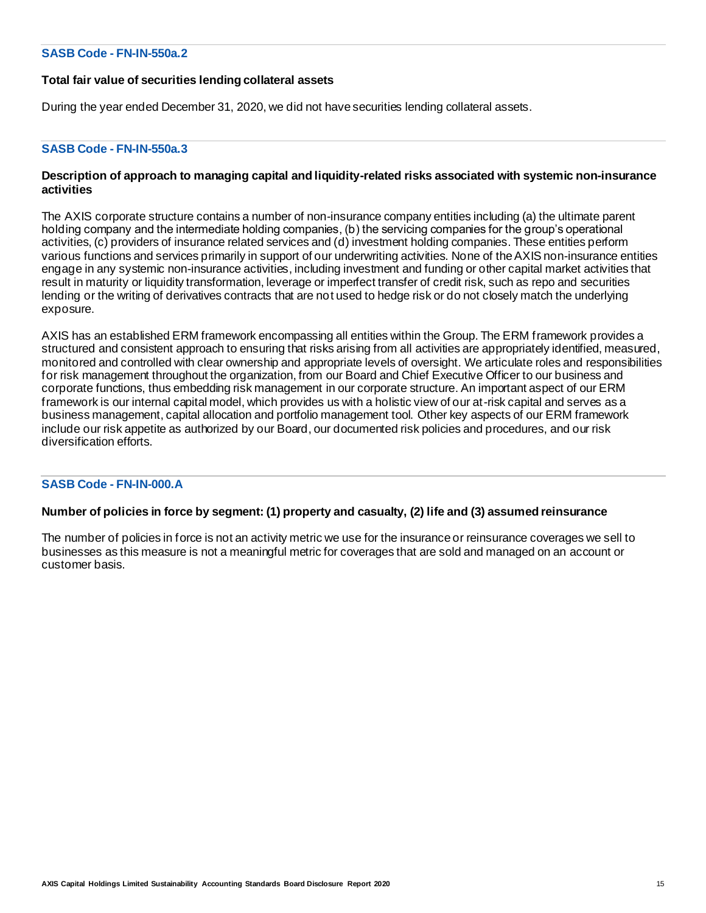### SASB Code - FN-IN-550a.2

**Total fair value of securities lending collateral assets**

During the year ended December 31, 2020, we did not have securities lending collateral assets.

### SASB Code - FN-IN-550a.3

**Description of approach to managing capital and liquidity-related risks associated with systemic non-insurance activities**

The AXIS corporate structure contains a number of non-insurance company entities including (a) the ultimate parent holding company and the intermediate holding companies, (b) the servicing companies for the group's operational activities, (c) providers of insurance related services and (d) investment holding companies. These entities perform various functions and services primarily in support of our underwriting activities. None of the AXIS non-insurance entities engage in any systemic non-insurance activities, including investment and funding or other capital market activities that result in maturity or liquidity transformation, leverage or imperfect transfer of credit risk, such as repo and securities lending or the writing of derivatives contracts that are not used to hedge risk or do not closely match the underlying exposure.

AXIS has an established ERM framework encompassing all entities within the Group. The ERM framework provides a structured and consistent approach to ensuring that risks arising from all activities are appropriately identified, measured, monitored and controlled with clear ownership and appropriate levels of oversight. We articulate roles and responsibilities for risk management throughout the organization, from our Board and Chief Executive Officer to our business and corporate functions, thus embedding risk management in our corporate structure. An important aspect of our ERM framework is our internal capital model, which provides us with a holistic view of our at-risk capital and serves as a business management, capital allocation and portfolio management tool. Other key aspects of our ERM framework include our risk appetite as authorized by our Board, our documented risk policies and procedures, and our risk diversification efforts.

### SASB Code - FN-IN-000.A

**Number of policies in force by segment: (1) property and casualty, (2) life and (3) assumed reinsurance**

The number of policies in force is not an activity metric we use for the insurance or reinsurance coverages we sell to businesses as this measure is not a meaningful metric for coverages that are sold and managed on an account or customer basis.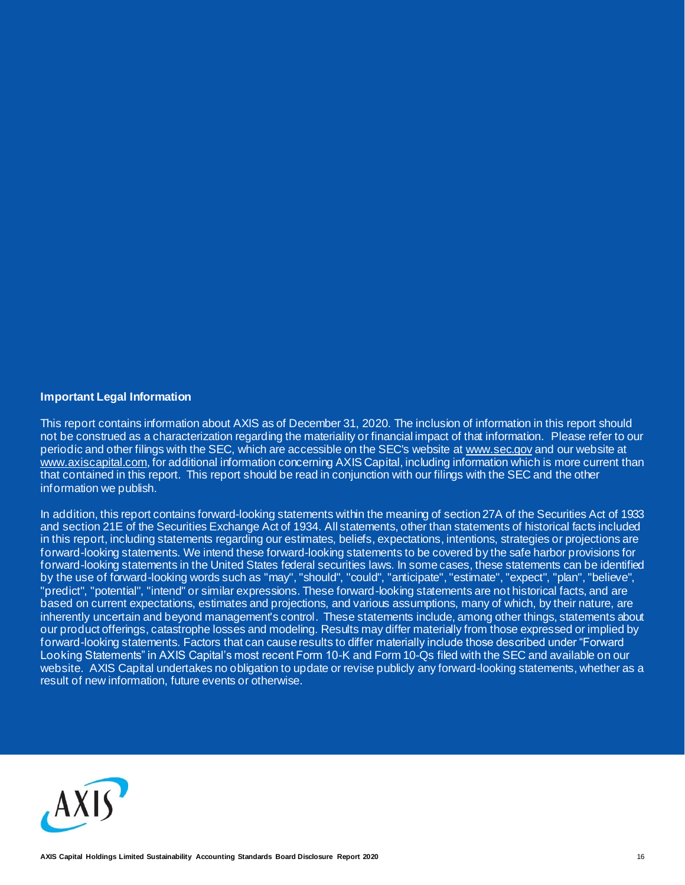**Important Legal Information**

This report contains information about AXIS as of December 31, 2020. The inclusion of information in this report should not be construed as a characterization regarding the materiality or financial impact of that information. Please refer to our periodic and other filings with the SEC, which are accessible on the SEC's website at www.sec.gov and our website at www.axiscapital.com, for additional information concerning AXIS Capital, including information which is more current than that contained in this report. This report should be read in conjunction with our filings with the SEC and the other information we publish.

In addition, this report contains forward-looking statements within the meaning of section 27A of the Securities Act of 1933 and section 21E of the Securities Exchange Act of 1934. All statements, other than statements of historical facts included in this report, including statements regarding our estimates, beliefs, expectations, intentions, strategies or projections are forward-looking statements. We intend these forward-looking statements to be covered by the safe harbor provisions for forward-looking statements in the United States federal securities laws. In some cases, these statements can be identified by the use of forward-looking words such as "may", "should", "could", "anticipate", "estimate", "expect", "plan", "believe", "predict", "potential", "intend" or similar expressions. These forward-looking statements are not historical facts, and are based on current expectations, estimates and projections, and various assumptions, many of which, by their nature, are inherently uncertain and beyond management's control. These statements include, among other things, statements about our product offerings, catastrophe losses and modeling. Results may differ materially from those expressed or implied by forward-looking statements. Factors that can cause results to differ materially include those described under "Forward Looking Statements" in AXIS Capital's most recent Form 10-K and Form 10-Qs filed with the SEC and available on our website. AXIS Capital undertakes no obligation to update or revise publicly any forward-looking statements, whether as a result of new information, future events or otherwise.

AXIS